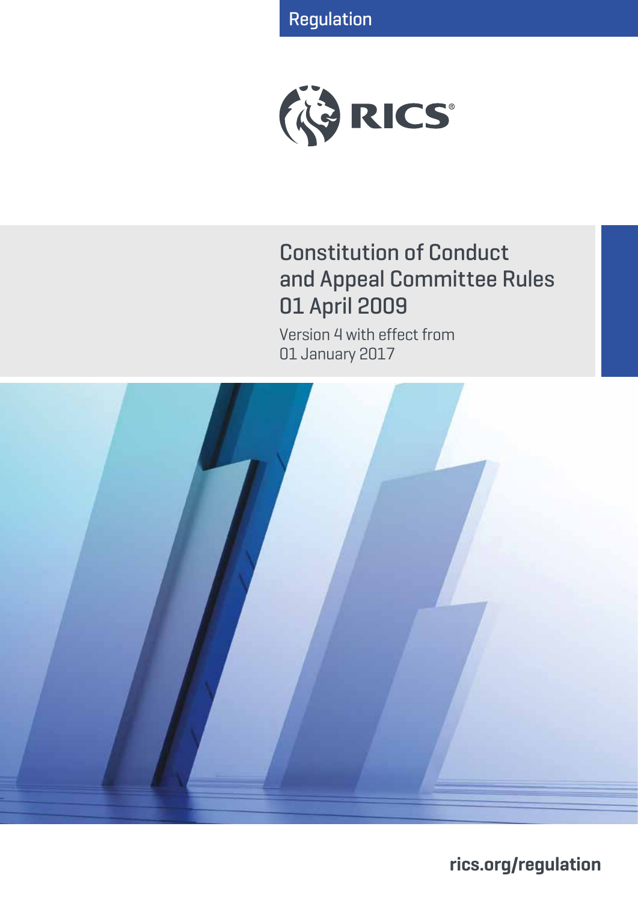Regulation

RICS

# Constitution of Conduct and Appeal Committee Rules 01 April 2009

Version 4 with effect from 01 January 2017

rics.org/regulation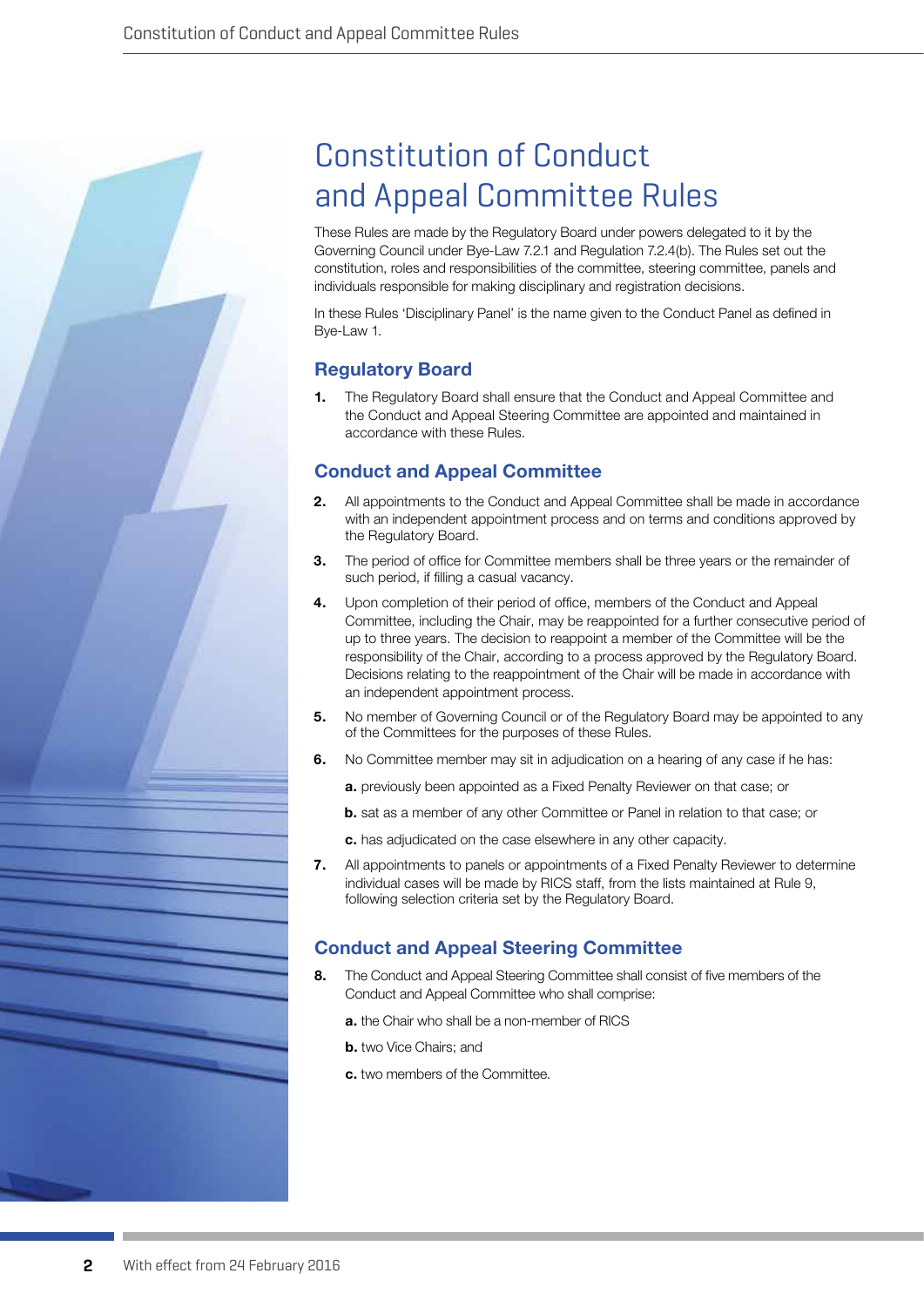# Constitution of Conduct and Appeal Committee Rules

These Rules are made by the Regulatory Board under powers delegated to it by the Governing Council under Bye-Law 7.2.1 and Regulation 7.2.4(b). The Rules set out the constitution, roles and responsibilities of the committee, steering committee, panels and individuals responsible for making disciplinary and registration decisions.

In these Rules 'Disciplinary Panel' is the name given to the Conduct Panel as defined in Bye-Law 1.

## Regulatory Board

**1.** The Regulatory Board shall ensure that the Conduct and Appeal Committee and the Conduct and Appeal Steering Committee are appointed and maintained in accordance with these Rules.

## Conduct and Appeal Committee

**2.** All appointments to the Conduct and Appeal Committee shall be made in accordance with an independent appointment process and on terms and conditions approved by the Regulatory Board.

**3.** The period of office for Committee members shall be three years or the remainder of such period, if filling a casual vacancy.

**4.** Upon completion of their period of office, members of the Conduct and Appeal Committee, including the Chair, may be reappointed for a further consecutive period of up to three years. The decision to reappoint a member of the Committee will be the responsibility of the Chair, according to a process approved by the Regulatory Board. Decisions relating to the reappointment of the Chair will be made in accordance with an independent appointment process.

**5.** No member of Governing Council or of the Regulatory Board may be appointed to any of the Committees for the purposes of these Rules.

**6.** No Committee member may sit in adjudication on a hearing of any case if he has:

**a.** previously been appointed as a Fixed Penalty Reviewer on that case; or

**b.** sat as a member of any other Committee or Panel in relation to that case; or

**c.** has adjudicated on the case elsewhere in any other capacity.

**7.** All appointments to panels or appointments of a Fixed Penalty Reviewer to determine individual cases will be made by RICS staff, from the lists maintained at Rule 9, following selection criteria set by the Regulatory Board.

## Conduct and Appeal Steering Committee

**8.** The Conduct and Appeal Steering Committee shall consist of five members of the Conduct and Appeal Committee who shall comprise:

**a.** the Chair who shall be a non-member of RICS

**b.** two Vice Chairs; and

**c.** two members of the Committee.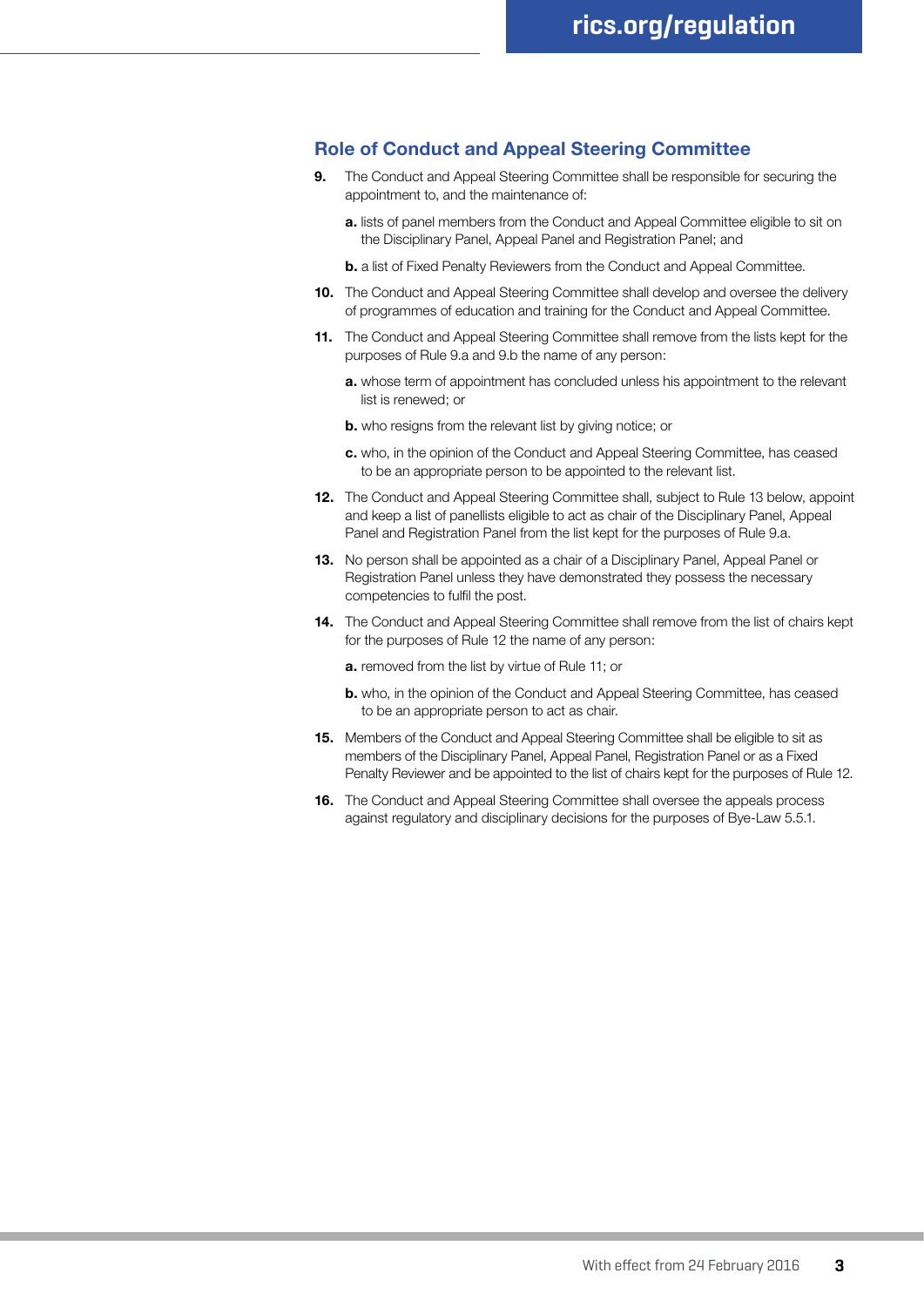## Role of Conduct and Appeal Steering Committee

**9.** The Conduct and Appeal Steering Committee shall be responsible for securing the appointment to, and the maintenance of:

**a.** lists of panel members from the Conduct and Appeal Committee eligible to sit on the Disciplinary Panel, Appeal Panel and Registration Panel; and

**b.** a list of Fixed Penalty Reviewers from the Conduct and Appeal Committee.

**10.** The Conduct and Appeal Steering Committee shall develop and oversee the delivery of programmes of education and training for the Conduct and Appeal Committee.

**11.** The Conduct and Appeal Steering Committee shall remove from the lists kept for the purposes of Rule 9.a and 9.b the name of any person:

**a.** whose term of appointment has concluded unless his appointment to the relevant list is renewed; or

**b.** who resigns from the relevant list by giving notice; or

**c.** who, in the opinion of the Conduct and Appeal Steering Committee, has ceased to be an appropriate person to be appointed to the relevant list.

**12.** The Conduct and Appeal Steering Committee shall, subject to Rule 13 below, appoint and keep a list of panellists eligible to act as chair of the Disciplinary Panel, Appeal Panel and Registration Panel from the list kept for the purposes of Rule 9.a.

**13.** No person shall be appointed as a chair of a Disciplinary Panel, Appeal Panel or Registration Panel unless they have demonstrated they possess the necessary competencies to fulfil the post.

**14.** The Conduct and Appeal Steering Committee shall remove from the list of chairs kept for the purposes of Rule 12 the name of any person:

**a.** removed from the list by virtue of Rule 11; or

**b.** who, in the opinion of the Conduct and Appeal Steering Committee, has ceased to be an appropriate person to act as chair.

**15.** Members of the Conduct and Appeal Steering Committee shall be eligible to sit as members of the Disciplinary Panel, Appeal Panel, Registration Panel or as a Fixed Penalty Reviewer and be appointed to the list of chairs kept for the purposes of Rule 12.

**16.** The Conduct and Appeal Steering Committee shall oversee the appeals process against regulatory and disciplinary decisions for the purposes of Bye-Law 5.5.1.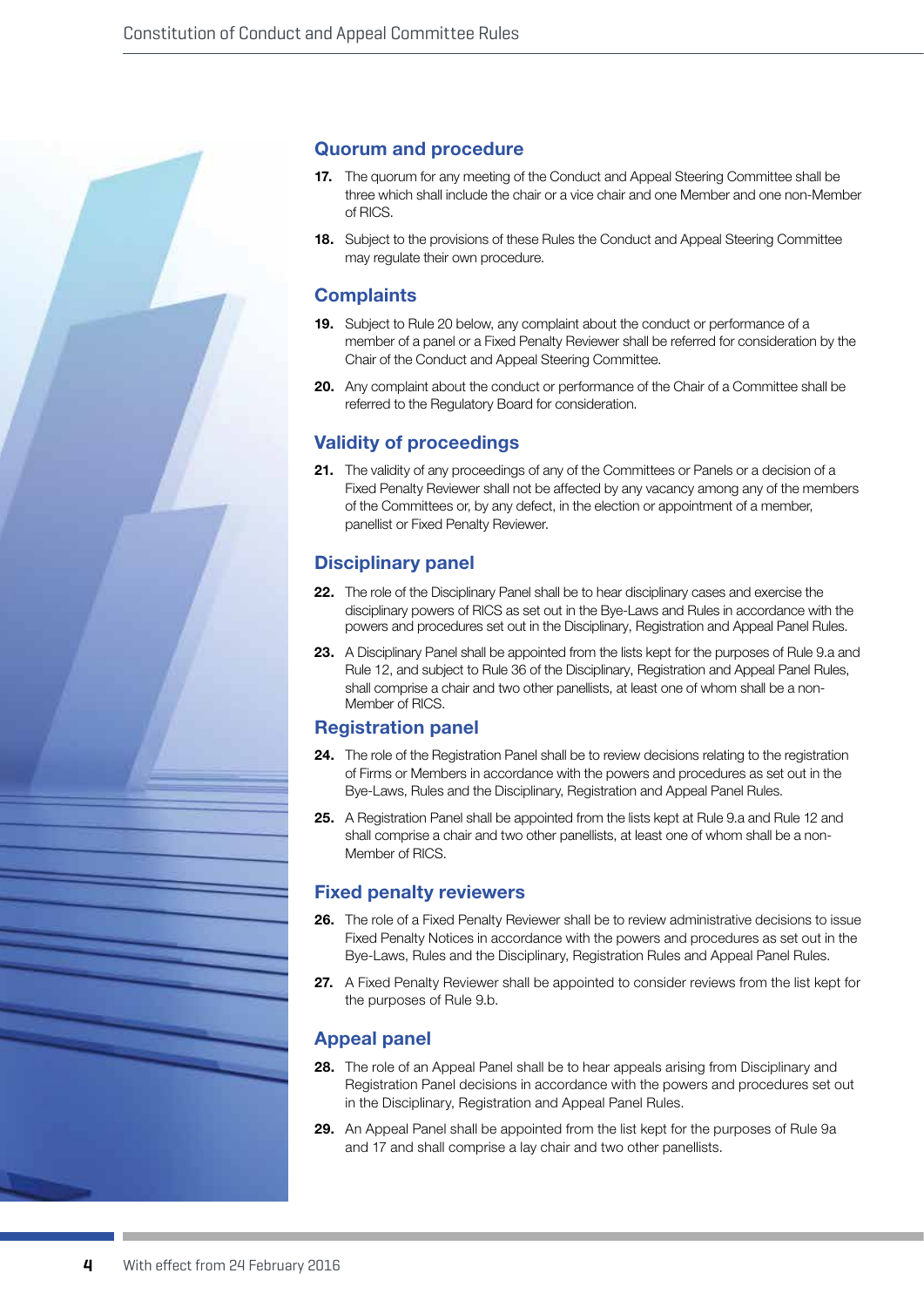## Quorum and procedure

**17.** The quorum for any meeting of the Conduct and Appeal Steering Committee shall be three which shall include the chair or a vice chair and one Member and one non-Member of RICS.

**18.** Subject to the provisions of these Rules the Conduct and Appeal Steering Committee may regulate their own procedure.

## Complaints

**19.** Subject to Rule 20 below, any complaint about the conduct or performance of a member of a panel or a Fixed Penalty Reviewer shall be referred for consideration by the Chair of the Conduct and Appeal Steering Committee.

**20.** Any complaint about the conduct or performance of the Chair of a Committee shall be referred to the Regulatory Board for consideration.

## Validity of proceedings

**21.** The validity of any proceedings of any of the Committees or Panels or a decision of a Fixed Penalty Reviewer shall not be affected by any vacancy among any of the members of the Committees or, by any defect, in the election or appointment of a member, panellist or Fixed Penalty Reviewer.

## Disciplinary panel

**22.** The role of the Disciplinary Panel shall be to hear disciplinary cases and exercise the disciplinary powers of RICS as set out in the Bye-Laws and Rules in accordance with the powers and procedures set out in the Disciplinary, Registration and Appeal Panel Rules.

**23.** A Disciplinary Panel shall be appointed from the lists kept for the purposes of Rule 9.a and Rule 12, and subject to Rule 36 of the Disciplinary, Registration and Appeal Panel Rules, shall comprise a chair and two other panellists, at least one of whom shall be a non-Member of RICS.

## Registration panel

**24.** The role of the Registration Panel shall be to review decisions relating to the registration of Firms or Members in accordance with the powers and procedures as set out in the Bye-Laws, Rules and the Disciplinary, Registration and Appeal Panel Rules.

**25.** A Registration Panel shall be appointed from the lists kept at Rule 9.a and Rule 12 and shall comprise a chair and two other panellists, at least one of whom shall be a non-Member of RICS.

## Fixed penalty reviewers

**26.** The role of a Fixed Penalty Reviewer shall be to review administrative decisions to issue Fixed Penalty Notices in accordance with the powers and procedures as set out in the Bye-Laws, Rules and the Disciplinary, Registration Rules and Appeal Panel Rules.

**27.** A Fixed Penalty Reviewer shall be appointed to consider reviews from the list kept for the purposes of Rule 9.b.

## Appeal panel

**28.** The role of an Appeal Panel shall be to hear appeals arising from Disciplinary and Registration Panel decisions in accordance with the powers and procedures set out in the Disciplinary, Registration and Appeal Panel Rules.

**29.** An Appeal Panel shall be appointed from the list kept for the purposes of Rule 9a and 17 and shall comprise a lay chair and two other panellists.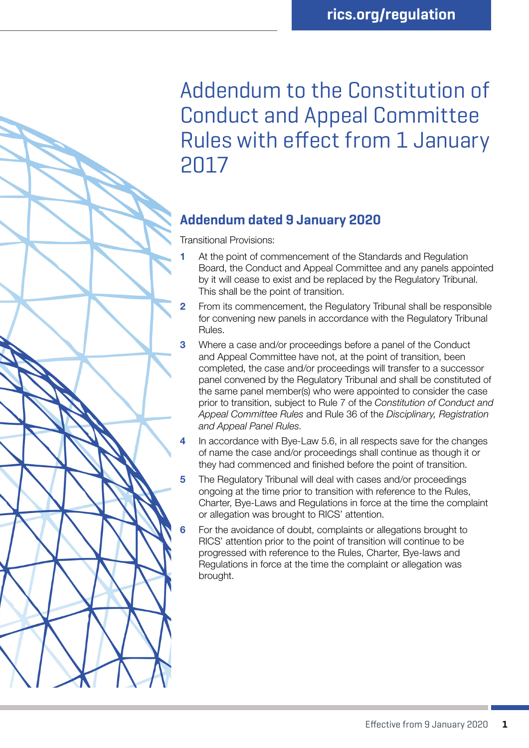# Addendum to the Constitution of Conduct and Appeal Committee Rules with effect from 1 January 2017

## Addendum dated 9 January 2020

Transitional Provisions:

1. At the point of commencement of the Standards and Regulation Board, the Conduct and Appeal Committee and any panels appointed by it will cease to exist and be replaced by the Regulatory Tribunal. This shall be the point of transition.
2. From its commencement, the Regulatory Tribunal shall be responsible for convening new panels in accordance with the Regulatory Tribunal Rules.
3. Where a case and/or proceedings before a panel of the Conduct and Appeal Committee have not, at the point of transition, been completed, the case and/or proceedings will transfer to a successor panel convened by the Regulatory Tribunal and shall be constituted of the same panel member(s) who were appointed to consider the case prior to transition, subject to Rule 7 of the *Constitution of Conduct and Appeal Committee Rules* and Rule 36 of the *Disciplinary, Registration and Appeal Panel Rules*.
4. In accordance with Bye-Law 5.6, in all respects save for the changes of name the case and/or proceedings shall continue as though it or they had commenced and finished before the point of transition.
5. The Regulatory Tribunal will deal with cases and/or proceedings ongoing at the time prior to transition with reference to the Rules, Charter, Bye-Laws and Regulations in force at the time the complaint or allegation was brought to RICS' attention.
6. For the avoidance of doubt, complaints or allegations brought to RICS' attention prior to the point of transition will continue to be progressed with reference to the Rules, Charter, Bye-laws and Regulations in force at the time the complaint or allegation was brought.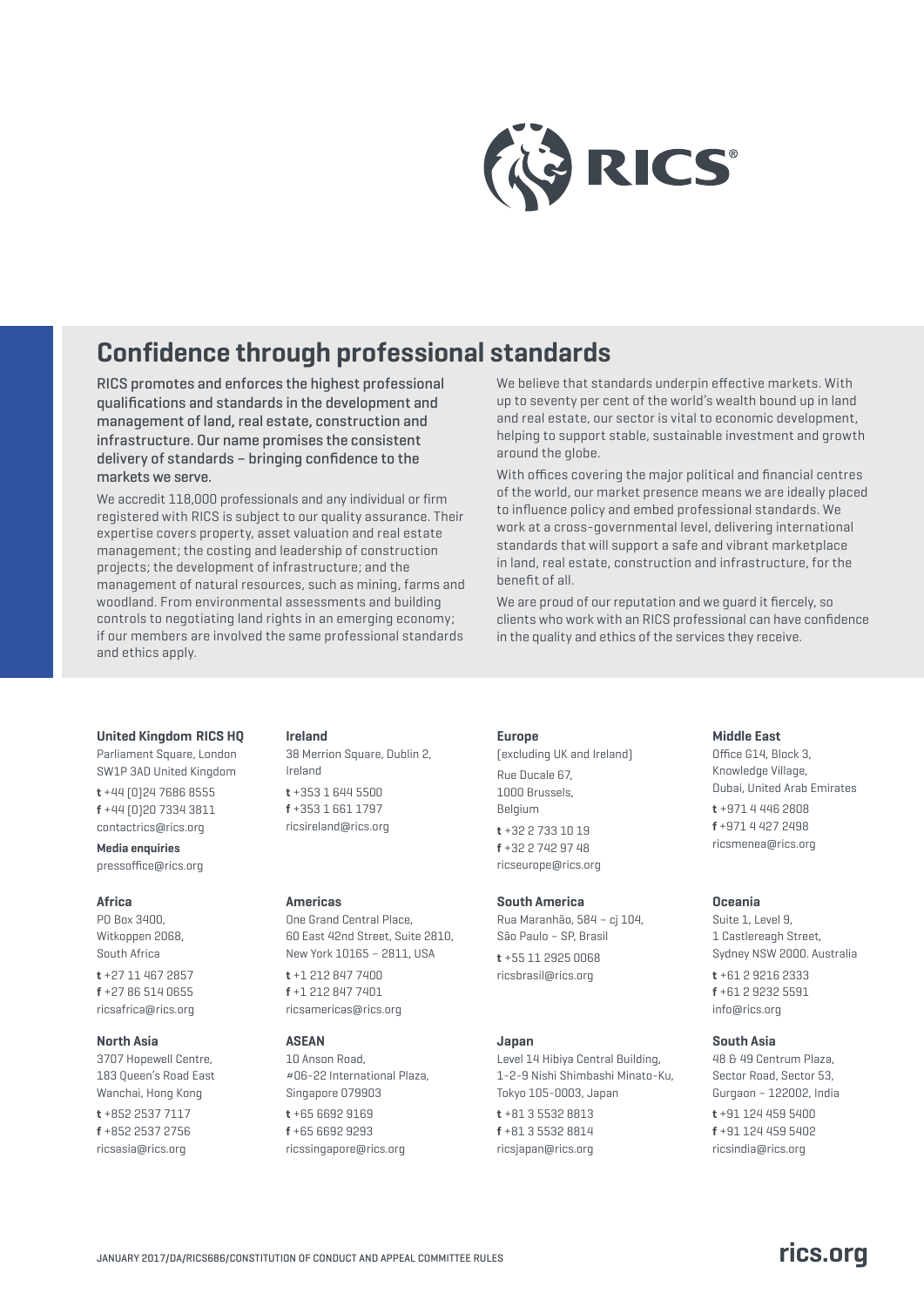RICS®

## Confidence through professional standards

RICS promotes and enforces the highest professional qualifications and standards in the development and management of land, real estate, construction and infrastructure. Our name promises the consistent delivery of standards – bringing confidence to the markets we serve.

We accredit 118,000 professionals and any individual or firm registered with RICS is subject to our quality assurance. Their expertise covers property, asset valuation and real estate management; the costing and leadership of construction projects; the development of infrastructure; and the management of natural resources, such as mining, farms and woodland. From environmental assessments and building controls to negotiating land rights in an emerging economy; if our members are involved the same professional standards and ethics apply.

We believe that standards underpin effective markets. With up to seventy per cent of the world's wealth bound up in land and real estate, our sector is vital to economic development, helping to support stable, sustainable investment and growth around the globe.

With offices covering the major political and financial centres of the world, our market presence means we are ideally placed to influence policy and embed professional standards. We work at a cross-governmental level, delivering international standards that will support a safe and vibrant marketplace in land, real estate, construction and infrastructure, for the benefit of all.

We are proud of our reputation and we guard it fiercely, so clients who work with an RICS professional can have confidence in the quality and ethics of the services they receive.

**United Kingdom RICS HQ**
Parliament Square, London
SW1P 3AD United Kingdom
**t** +44 (0)24 7686 8555
**f** +44 (0)20 7334 3811
contactrics@rics.org

**Media enquiries**
pressoffice@rics.org

**Ireland**
38 Merrion Square, Dublin 2,
Ireland
**t** +353 1 644 5500
**f** +353 1 661 1797
ricsireland@rics.org

**Europe**
(excluding UK and Ireland)
Rue Ducale 67,
1000 Brussels,
Belgium
**t** +32 2 733 10 19
**f** +32 2 742 97 48
ricseurope@rics.org

**Middle East**
Office G14, Block 3,
Knowledge Village,
Dubai, United Arab Emirates
**t** +971 4 446 2808
**f** +971 4 427 2498
ricsmenea@rics.org

**Africa**
PO Box 3400,
Witkoppen 2068,
South Africa
**t** +27 11 467 2857
**f** +27 86 514 0655
ricsafrica@rics.org

**Americas**
One Grand Central Place,
60 East 42nd Street, Suite 2810,
New York 10165 – 2811, USA
**t** +1 212 847 7400
**f** +1 212 847 7401
ricsamericas@rics.org

**South America**
Rua Maranhão, 584 – cj 104,
São Paulo – SP, Brasil
**t** +55 11 2925 0068
ricsbrasil@rics.org

**Oceania**
Suite 1, Level 9,
1 Castlereagh Street,
Sydney NSW 2000. Australia
**t** +61 2 9216 2333
**f** +61 2 9232 5591
info@rics.org

**North Asia**
3707 Hopewell Centre,
183 Queen's Road East
Wanchai, Hong Kong
**t** +852 2537 7117
**f** +852 2537 2756
ricsasia@rics.org

**ASEAN**
10 Anson Road,
#06-22 International Plaza,
Singapore 079903
**t** +65 6692 9169
**f** +65 6692 9293
ricssingapore@rics.org

**Japan**
Level 14 Hibiya Central Building,
1-2-9 Nishi Shimbashi Minato-Ku,
Tokyo 105-0003, Japan
**t** +81 3 5532 8813
**f** +81 3 5532 8814
ricsjapan@rics.org

**South Asia**
48 & 49 Centrum Plaza,
Sector Road, Sector 53,
Gurgaon – 122002, India
**t** +91 124 459 5400
**f** +91 124 459 5402
ricsindia@rics.org

JANUARY 2017/DA/RICS686/CONSTITUTION OF CONDUCT AND APPEAL COMMITTEE RULES

**rics.org**